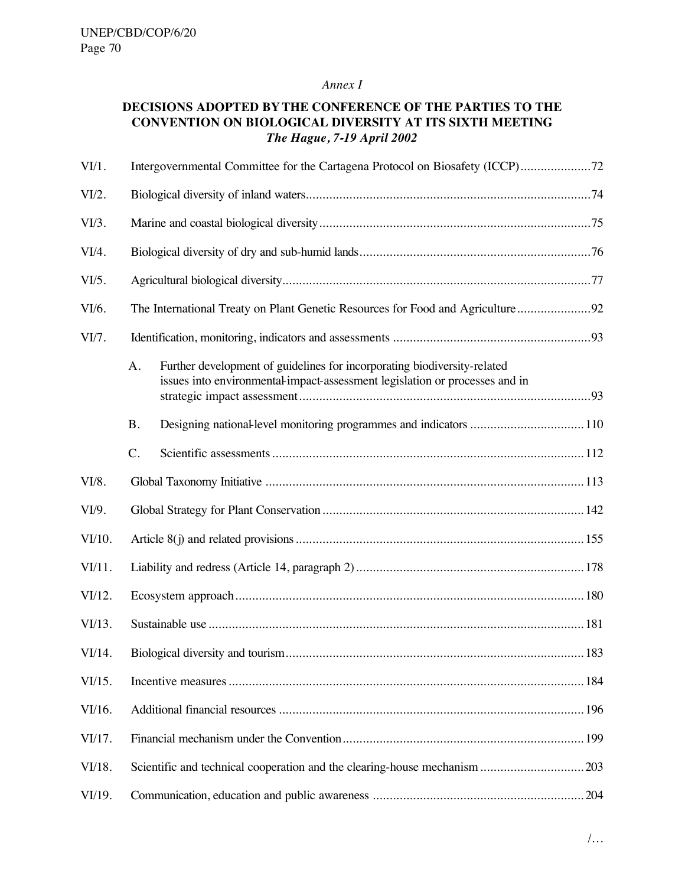*Annex I*

## DECISIONS ADOPTED BY THE CONFERENCE OF THE PARTIES TO THE CONVENTION ON BIOLOGICAL DIVERSITY AT ITS SIXTH MEETING
***The Hague, 7-19 April 2002***

| | | |
|---|---|---|
| VI/1. | Intergovernmental Committee for the Cartagena Protocol on Biosafety (ICCP) | 72 |
| VI/2. | Biological diversity of inland waters | 74 |
| VI/3. | Marine and coastal biological diversity | 75 |
| VI/4. | Biological diversity of dry and sub-humid lands | 76 |
| VI/5. | Agricultural biological diversity | 77 |
| VI/6. | The International Treaty on Plant Genetic Resources for Food and Agriculture | 92 |
| VI/7. | Identification, monitoring, indicators and assessments | 93 |
| | A. Further development of guidelines for incorporating biodiversity-related issues into environmental-impact-assessment legislation or processes and in strategic impact assessment | 93 |
| | B. Designing national-level monitoring programmes and indicators | 110 |
| | C. Scientific assessments | 112 |
| VI/8. | Global Taxonomy Initiative | 113 |
| VI/9. | Global Strategy for Plant Conservation | 142 |
| VI/10. | Article 8(j) and related provisions | 155 |
| VI/11. | Liability and redress (Article 14, paragraph 2) | 178 |
| VI/12. | Ecosystem approach | 180 |
| VI/13. | Sustainable use | 181 |
| VI/14. | Biological diversity and tourism | 183 |
| VI/15. | Incentive measures | 184 |
| VI/16. | Additional financial resources | 196 |
| VI/17. | Financial mechanism under the Convention | 199 |
| VI/18. | Scientific and technical cooperation and the clearing-house mechanism | 203 |
| VI/19. | Communication, education and public awareness | 204 |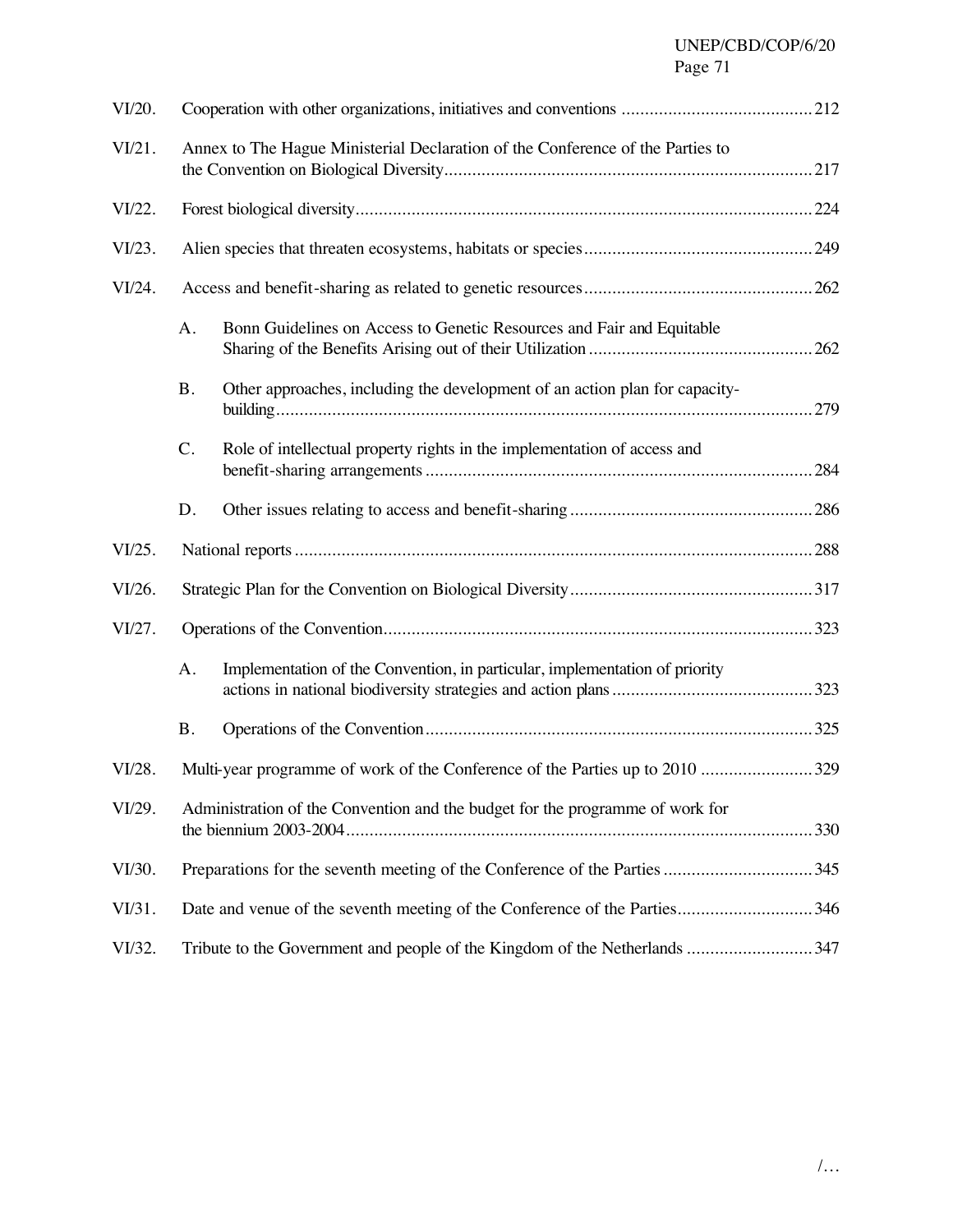| | | |
|---|---|---|
| VI/20. | Cooperation with other organizations, initiatives and conventions | 212 |
| VI/21. | Annex to The Hague Ministerial Declaration of the Conference of the Parties to the Convention on Biological Diversity | 217 |
| VI/22. | Forest biological diversity | 224 |
| VI/23. | Alien species that threaten ecosystems, habitats or species | 249 |
| VI/24. | Access and benefit-sharing as related to genetic resources | 262 |
| | A. Bonn Guidelines on Access to Genetic Resources and Fair and Equitable Sharing of the Benefits Arising out of their Utilization | 262 |
| | B. Other approaches, including the development of an action plan for capacity-building | 279 |
| | C. Role of intellectual property rights in the implementation of access and benefit-sharing arrangements | 284 |
| | D. Other issues relating to access and benefit-sharing | 286 |
| VI/25. | National reports | 288 |
| VI/26. | Strategic Plan for the Convention on Biological Diversity | 317 |
| VI/27. | Operations of the Convention | 323 |
| | A. Implementation of the Convention, in particular, implementation of priority actions in national biodiversity strategies and action plans | 323 |
| | B. Operations of the Convention | 325 |
| VI/28. | Multi-year programme of work of the Conference of the Parties up to 2010 | 329 |
| VI/29. | Administration of the Convention and the budget for the programme of work for the biennium 2003-2004 | 330 |
| VI/30. | Preparations for the seventh meeting of the Conference of the Parties | 345 |
| VI/31. | Date and venue of the seventh meeting of the Conference of the Parties | 346 |
| VI/32. | Tribute to the Government and people of the Kingdom of the Netherlands | 347 |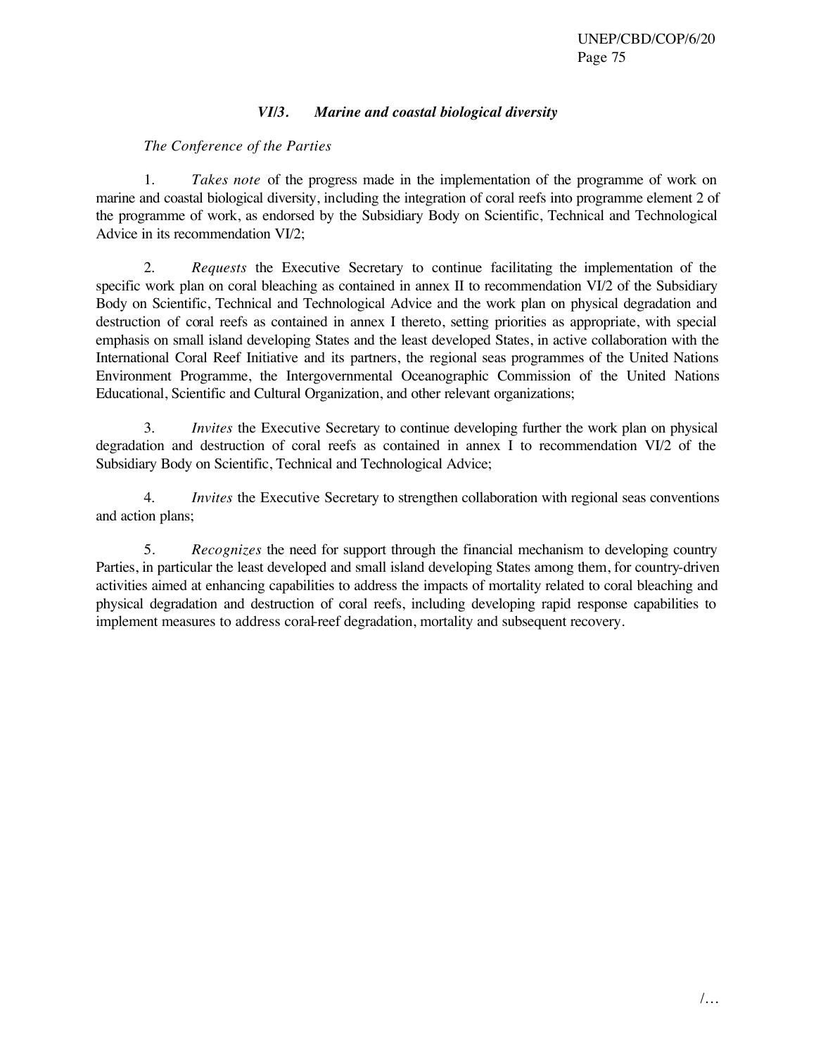## *VI/3. Marine and coastal biological diversity*

*The Conference of the Parties*

1. *Takes note* of the progress made in the implementation of the programme of work on marine and coastal biological diversity, including the integration of coral reefs into programme element 2 of the programme of work, as endorsed by the Subsidiary Body on Scientific, Technical and Technological Advice in its recommendation VI/2;

2. *Requests* the Executive Secretary to continue facilitating the implementation of the specific work plan on coral bleaching as contained in annex II to recommendation VI/2 of the Subsidiary Body on Scientific, Technical and Technological Advice and the work plan on physical degradation and destruction of coral reefs as contained in annex I thereto, setting priorities as appropriate, with special emphasis on small island developing States and the least developed States, in active collaboration with the International Coral Reef Initiative and its partners, the regional seas programmes of the United Nations Environment Programme, the Intergovernmental Oceanographic Commission of the United Nations Educational, Scientific and Cultural Organization, and other relevant organizations;

3. *Invites* the Executive Secretary to continue developing further the work plan on physical degradation and destruction of coral reefs as contained in annex I to recommendation VI/2 of the Subsidiary Body on Scientific, Technical and Technological Advice;

4. *Invites* the Executive Secretary to strengthen collaboration with regional seas conventions and action plans;

5. *Recognizes* the need for support through the financial mechanism to developing country Parties, in particular the least developed and small island developing States among them, for country-driven activities aimed at enhancing capabilities to address the impacts of mortality related to coral bleaching and physical degradation and destruction of coral reefs, including developing rapid response capabilities to implement measures to address coral-reef degradation, mortality and subsequent recovery.